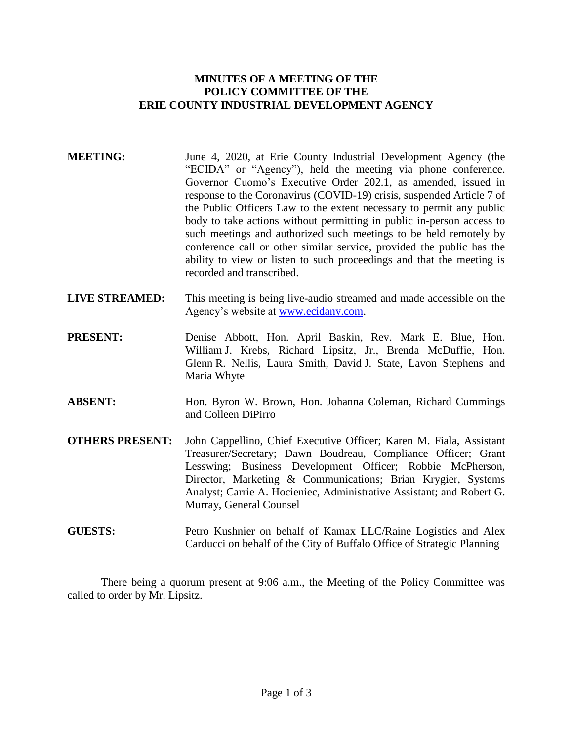# MINUTES OF A MEETING OF THE POLICY COMMITTEE OF THE ERIE COUNTY INDUSTRIAL DEVELOPMENT AGENCY

**MEETING:** June 4, 2020, at Erie County Industrial Development Agency (the "ECIDA" or "Agency"), held the meeting via phone conference. Governor Cuomo's Executive Order 202.1, as amended, issued in response to the Coronavirus (COVID-19) crisis, suspended Article 7 of the Public Officers Law to the extent necessary to permit any public body to take actions without permitting in public in-person access to such meetings and authorized such meetings to be held remotely by conference call or other similar service, provided the public has the ability to view or listen to such proceedings and that the meeting is recorded and transcribed.

**LIVE STREAMED:** This meeting is being live-audio streamed and made accessible on the Agency's website at www.ecidany.com.

**PRESENT:** Denise Abbott, Hon. April Baskin, Rev. Mark E. Blue, Hon. William J. Krebs, Richard Lipsitz, Jr., Brenda McDuffie, Hon. Glenn R. Nellis, Laura Smith, David J. State, Lavon Stephens and Maria Whyte

**ABSENT:** Hon. Byron W. Brown, Hon. Johanna Coleman, Richard Cummings and Colleen DiPirro

**OTHERS PRESENT:** John Cappellino, Chief Executive Officer; Karen M. Fiala, Assistant Treasurer/Secretary; Dawn Boudreau, Compliance Officer; Grant Lesswing; Business Development Officer; Robbie McPherson, Director, Marketing & Communications; Brian Krygier, Systems Analyst; Carrie A. Hocieniec, Administrative Assistant; and Robert G. Murray, General Counsel

**GUESTS:** Petro Kushnier on behalf of Kamax LLC/Raine Logistics and Alex Carducci on behalf of the City of Buffalo Office of Strategic Planning

There being a quorum present at 9:06 a.m., the Meeting of the Policy Committee was called to order by Mr. Lipsitz.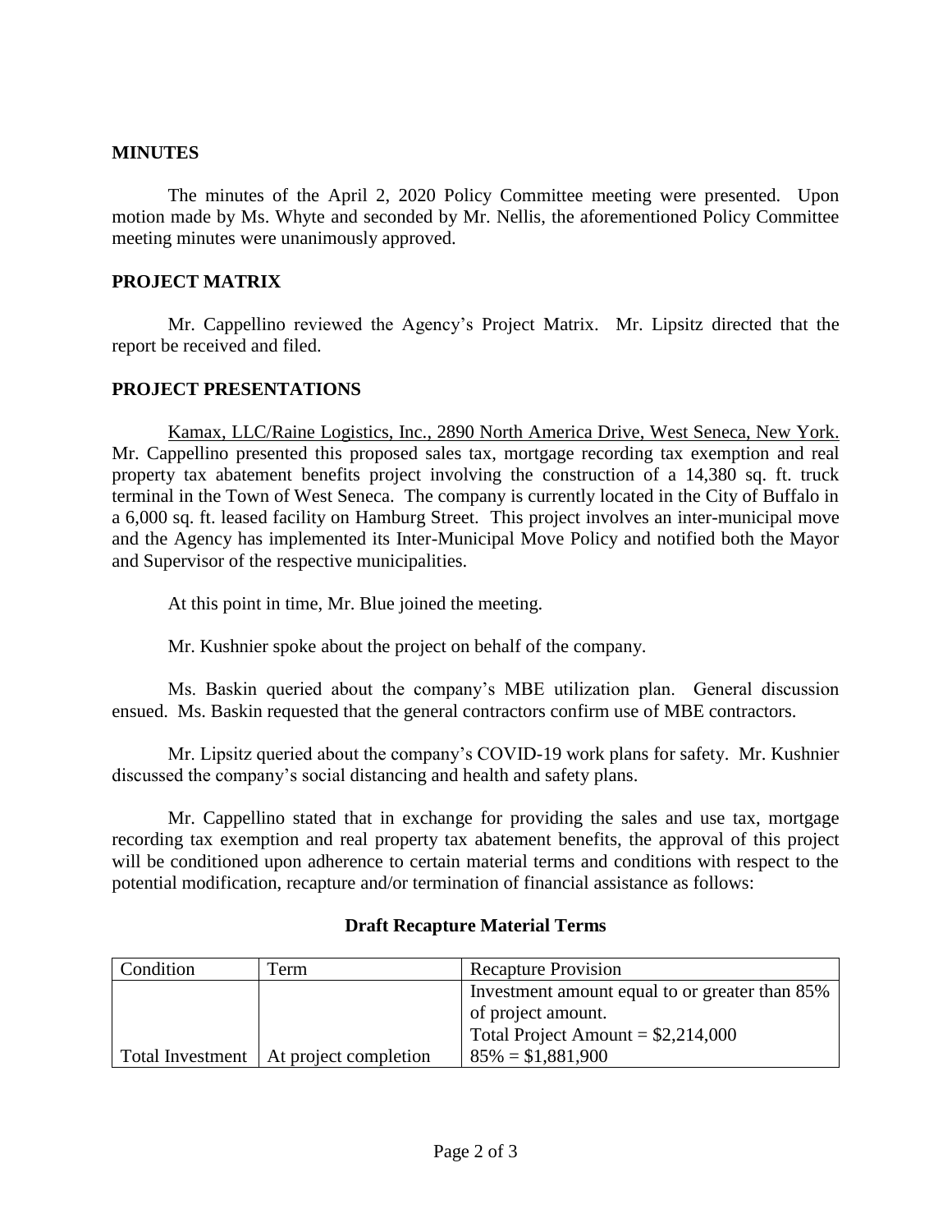## MINUTES

The minutes of the April 2, 2020 Policy Committee meeting were presented. Upon motion made by Ms. Whyte and seconded by Mr. Nellis, the aforementioned Policy Committee meeting minutes were unanimously approved.

## PROJECT MATRIX

Mr. Cappellino reviewed the Agency's Project Matrix. Mr. Lipsitz directed that the report be received and filed.

## PROJECT PRESENTATIONS

Kamax, LLC/Raine Logistics, Inc., 2890 North America Drive, West Seneca, New York. Mr. Cappellino presented this proposed sales tax, mortgage recording tax exemption and real property tax abatement benefits project involving the construction of a 14,380 sq. ft. truck terminal in the Town of West Seneca. The company is currently located in the City of Buffalo in a 6,000 sq. ft. leased facility on Hamburg Street. This project involves an inter-municipal move and the Agency has implemented its Inter-Municipal Move Policy and notified both the Mayor and Supervisor of the respective municipalities.

At this point in time, Mr. Blue joined the meeting.

Mr. Kushnier spoke about the project on behalf of the company.

Ms. Baskin queried about the company's MBE utilization plan. General discussion ensued. Ms. Baskin requested that the general contractors confirm use of MBE contractors.

Mr. Lipsitz queried about the company's COVID-19 work plans for safety. Mr. Kushnier discussed the company's social distancing and health and safety plans.

Mr. Cappellino stated that in exchange for providing the sales and use tax, mortgage recording tax exemption and real property tax abatement benefits, the approval of this project will be conditioned upon adherence to certain material terms and conditions with respect to the potential modification, recapture and/or termination of financial assistance as follows:

**Draft Recapture Material Terms**

| Condition | Term | Recapture Provision |
|---|---|---|
| Total Investment | At project completion | Investment amount equal to or greater than 85% of project amount.<br>Total Project Amount = $2,214,000<br>85% = $1,881,900 |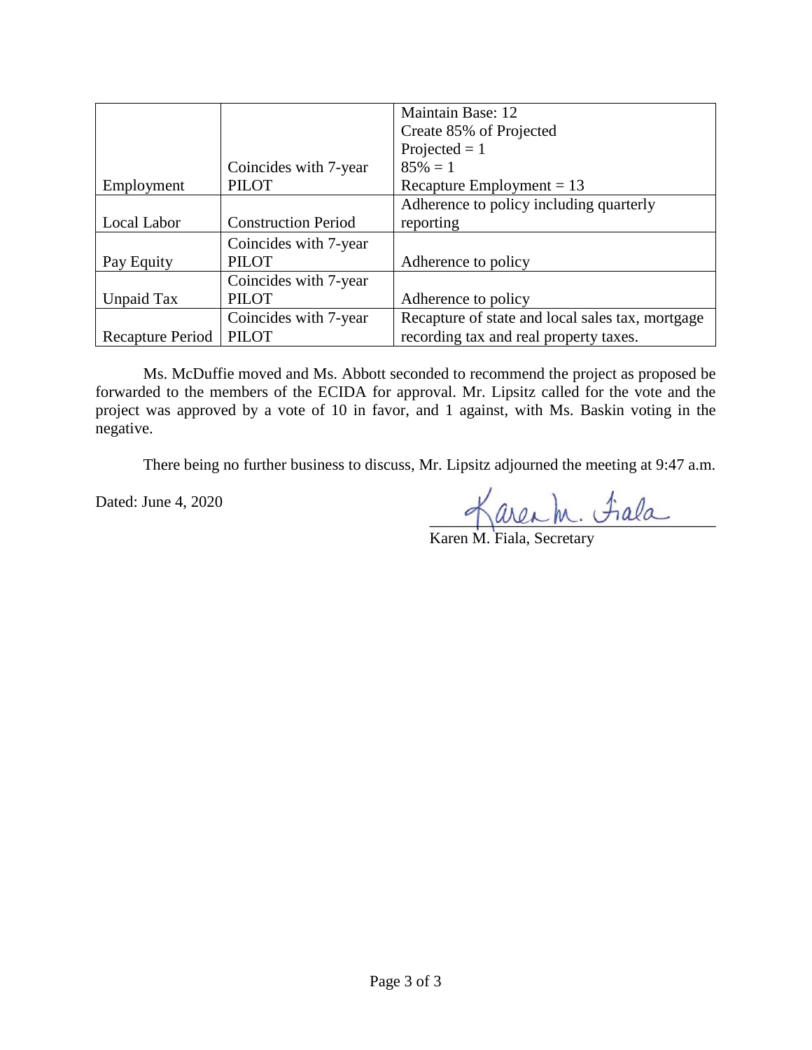| | | |
|---|---|---|
| Employment | Coincides with 7-year PILOT | Maintain Base: 12<br>Create 85% of Projected<br>Projected = 1<br>85% = 1<br>Recapture Employment = 13 |
| Local Labor | Construction Period | Adherence to policy including quarterly reporting |
| Pay Equity | Coincides with 7-year PILOT | Adherence to policy |
| Unpaid Tax | Coincides with 7-year PILOT | Adherence to policy |
| Recapture Period | Coincides with 7-year PILOT | Recapture of state and local sales tax, mortgage recording tax and real property taxes. |

Ms. McDuffie moved and Ms. Abbott seconded to recommend the project as proposed be forwarded to the members of the ECIDA for approval. Mr. Lipsitz called for the vote and the project was approved by a vote of 10 in favor, and 1 against, with Ms. Baskin voting in the negative.

There being no further business to discuss, Mr. Lipsitz adjourned the meeting at 9:47 a.m.

Dated: June 4, 2020

Karen M. Fiala

Karen M. Fiala, Secretary